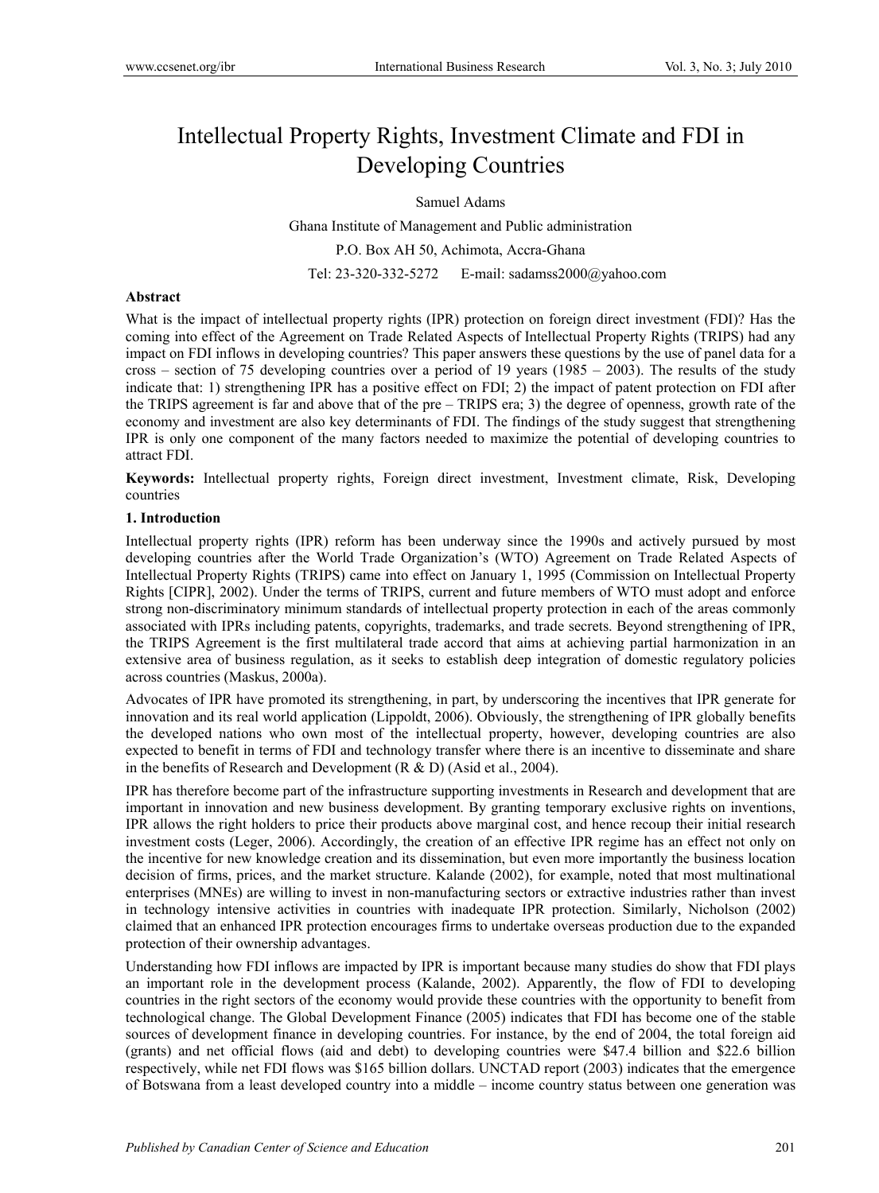# Intellectual Property Rights, Investment Climate and FDI in Developing Countries

Samuel Adams

Ghana Institute of Management and Public administration

P.O. Box AH 50, Achimota, Accra-Ghana

Tel: 23-320-332-5272 E-mail: sadamss2000@yahoo.com

## Abstract

What is the impact of intellectual property rights (IPR) protection on foreign direct investment (FDI)? Has the coming into effect of the Agreement on Trade Related Aspects of Intellectual Property Rights (TRIPS) had any impact on FDI inflows in developing countries? This paper answers these questions by the use of panel data for a cross – section of 75 developing countries over a period of 19 years (1985 – 2003). The results of the study indicate that: 1) strengthening IPR has a positive effect on FDI; 2) the impact of patent protection on FDI after the TRIPS agreement is far and above that of the pre – TRIPS era; 3) the degree of openness, growth rate of the economy and investment are also key determinants of FDI. The findings of the study suggest that strengthening IPR is only one component of the many factors needed to maximize the potential of developing countries to attract FDI.

**Keywords:** Intellectual property rights, Foreign direct investment, Investment climate, Risk, Developing countries

## 1. Introduction

Intellectual property rights (IPR) reform has been underway since the 1990s and actively pursued by most developing countries after the World Trade Organization's (WTO) Agreement on Trade Related Aspects of Intellectual Property Rights (TRIPS) came into effect on January 1, 1995 (Commission on Intellectual Property Rights [CIPR], 2002). Under the terms of TRIPS, current and future members of WTO must adopt and enforce strong non-discriminatory minimum standards of intellectual property protection in each of the areas commonly associated with IPRs including patents, copyrights, trademarks, and trade secrets. Beyond strengthening of IPR, the TRIPS Agreement is the first multilateral trade accord that aims at achieving partial harmonization in an extensive area of business regulation, as it seeks to establish deep integration of domestic regulatory policies across countries (Maskus, 2000a).

Advocates of IPR have promoted its strengthening, in part, by underscoring the incentives that IPR generate for innovation and its real world application (Lippoldt, 2006). Obviously, the strengthening of IPR globally benefits the developed nations who own most of the intellectual property, however, developing countries are also expected to benefit in terms of FDI and technology transfer where there is an incentive to disseminate and share in the benefits of Research and Development (R & D) (Asid et al., 2004).

IPR has therefore become part of the infrastructure supporting investments in Research and development that are important in innovation and new business development. By granting temporary exclusive rights on inventions, IPR allows the right holders to price their products above marginal cost, and hence recoup their initial research investment costs (Leger, 2006). Accordingly, the creation of an effective IPR regime has an effect not only on the incentive for new knowledge creation and its dissemination, but even more importantly the business location decision of firms, prices, and the market structure. Kalande (2002), for example, noted that most multinational enterprises (MNEs) are willing to invest in non-manufacturing sectors or extractive industries rather than invest in technology intensive activities in countries with inadequate IPR protection. Similarly, Nicholson (2002) claimed that an enhanced IPR protection encourages firms to undertake overseas production due to the expanded protection of their ownership advantages.

Understanding how FDI inflows are impacted by IPR is important because many studies do show that FDI plays an important role in the development process (Kalande, 2002). Apparently, the flow of FDI to developing countries in the right sectors of the economy would provide these countries with the opportunity to benefit from technological change. The Global Development Finance (2005) indicates that FDI has become one of the stable sources of development finance in developing countries. For instance, by the end of 2004, the total foreign aid (grants) and net official flows (aid and debt) to developing countries were $47.4 billion and $22.6 billion respectively, while net FDI flows was $165 billion dollars. UNCTAD report (2003) indicates that the emergence of Botswana from a least developed country into a middle – income country status between one generation was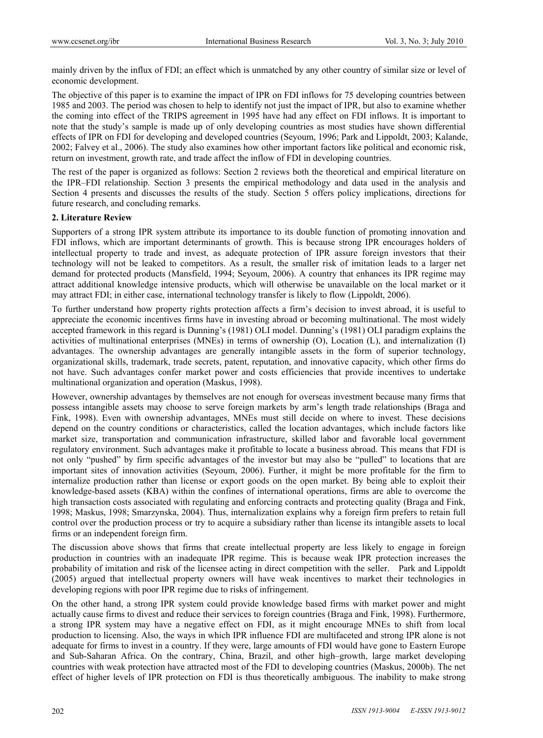mainly driven by the influx of FDI; an effect which is unmatched by any other country of similar size or level of economic development.

The objective of this paper is to examine the impact of IPR on FDI inflows for 75 developing countries between 1985 and 2003. The period was chosen to help to identify not just the impact of IPR, but also to examine whether the coming into effect of the TRIPS agreement in 1995 have had any effect on FDI inflows. It is important to note that the study's sample is made up of only developing countries as most studies have shown differential effects of IPR on FDI for developing and developed countries (Seyoum, 1996; Park and Lippoldt, 2003; Kalande, 2002; Falvey et al., 2006). The study also examines how other important factors like political and economic risk, return on investment, growth rate, and trade affect the inflow of FDI in developing countries.

The rest of the paper is organized as follows: Section 2 reviews both the theoretical and empirical literature on the IPR–FDI relationship. Section 3 presents the empirical methodology and data used in the analysis and Section 4 presents and discusses the results of the study. Section 5 offers policy implications, directions for future research, and concluding remarks.

## 2. Literature Review

Supporters of a strong IPR system attribute its importance to its double function of promoting innovation and FDI inflows, which are important determinants of growth. This is because strong IPR encourages holders of intellectual property to trade and invest, as adequate protection of IPR assure foreign investors that their technology will not be leaked to competitors. As a result, the smaller risk of imitation leads to a larger net demand for protected products (Mansfield, 1994; Seyoum, 2006). A country that enhances its IPR regime may attract additional knowledge intensive products, which will otherwise be unavailable on the local market or it may attract FDI; in either case, international technology transfer is likely to flow (Lippoldt, 2006).

To further understand how property rights protection affects a firm's decision to invest abroad, it is useful to appreciate the economic incentives firms have in investing abroad or becoming multinational. The most widely accepted framework in this regard is Dunning's (1981) OLI model. Dunning's (1981) OLI paradigm explains the activities of multinational enterprises (MNEs) in terms of ownership (O), Location (L), and internalization (I) advantages. The ownership advantages are generally intangible assets in the form of superior technology, organizational skills, trademark, trade secrets, patent, reputation, and innovative capacity, which other firms do not have. Such advantages confer market power and costs efficiencies that provide incentives to undertake multinational organization and operation (Maskus, 1998).

However, ownership advantages by themselves are not enough for overseas investment because many firms that possess intangible assets may choose to serve foreign markets by arm's length trade relationships (Braga and Fink, 1998). Even with ownership advantages, MNEs must still decide on where to invest. These decisions depend on the country conditions or characteristics, called the location advantages, which include factors like market size, transportation and communication infrastructure, skilled labor and favorable local government regulatory environment. Such advantages make it profitable to locate a business abroad. This means that FDI is not only "pushed" by firm specific advantages of the investor but may also be "pulled" to locations that are important sites of innovation activities (Seyoum, 2006). Further, it might be more profitable for the firm to internalize production rather than license or export goods on the open market. By being able to exploit their knowledge-based assets (KBA) within the confines of international operations, firms are able to overcome the high transaction costs associated with regulating and enforcing contracts and protecting quality (Braga and Fink, 1998; Maskus, 1998; Smarzynska, 2004). Thus, internalization explains why a foreign firm prefers to retain full control over the production process or try to acquire a subsidiary rather than license its intangible assets to local firms or an independent foreign firm.

The discussion above shows that firms that create intellectual property are less likely to engage in foreign production in countries with an inadequate IPR regime. This is because weak IPR protection increases the probability of imitation and risk of the licensee acting in direct competition with the seller. Park and Lippoldt (2005) argued that intellectual property owners will have weak incentives to market their technologies in developing regions with poor IPR regime due to risks of infringement.

On the other hand, a strong IPR system could provide knowledge based firms with market power and might actually cause firms to divest and reduce their services to foreign countries (Braga and Fink, 1998). Furthermore, a strong IPR system may have a negative effect on FDI, as it might encourage MNEs to shift from local production to licensing. Also, the ways in which IPR influence FDI are multifaceted and strong IPR alone is not adequate for firms to invest in a country. If they were, large amounts of FDI would have gone to Eastern Europe and Sub-Saharan Africa. On the contrary, China, Brazil, and other high–growth, large market developing countries with weak protection have attracted most of the FDI to developing countries (Maskus, 2000b). The net effect of higher levels of IPR protection on FDI is thus theoretically ambiguous. The inability to make strong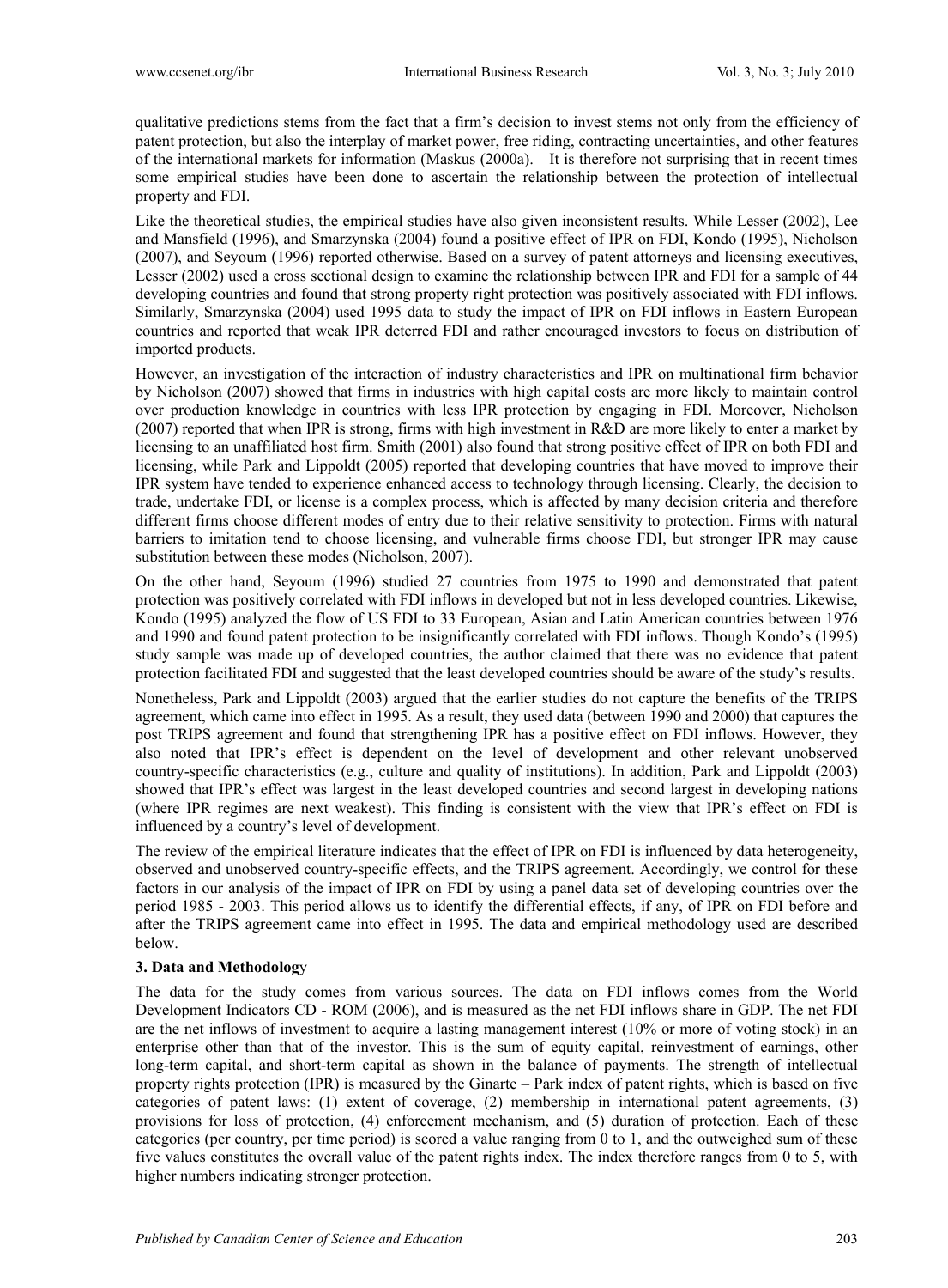qualitative predictions stems from the fact that a firm's decision to invest stems not only from the efficiency of patent protection, but also the interplay of market power, free riding, contracting uncertainties, and other features of the international markets for information (Maskus (2000a). It is therefore not surprising that in recent times some empirical studies have been done to ascertain the relationship between the protection of intellectual property and FDI.

Like the theoretical studies, the empirical studies have also given inconsistent results. While Lesser (2002), Lee and Mansfield (1996), and Smarzynska (2004) found a positive effect of IPR on FDI, Kondo (1995), Nicholson (2007), and Seyoum (1996) reported otherwise. Based on a survey of patent attorneys and licensing executives, Lesser (2002) used a cross sectional design to examine the relationship between IPR and FDI for a sample of 44 developing countries and found that strong property right protection was positively associated with FDI inflows. Similarly, Smarzynska (2004) used 1995 data to study the impact of IPR on FDI inflows in Eastern European countries and reported that weak IPR deterred FDI and rather encouraged investors to focus on distribution of imported products.

However, an investigation of the interaction of industry characteristics and IPR on multinational firm behavior by Nicholson (2007) showed that firms in industries with high capital costs are more likely to maintain control over production knowledge in countries with less IPR protection by engaging in FDI. Moreover, Nicholson (2007) reported that when IPR is strong, firms with high investment in R&D are more likely to enter a market by licensing to an unaffiliated host firm. Smith (2001) also found that strong positive effect of IPR on both FDI and licensing, while Park and Lippoldt (2005) reported that developing countries that have moved to improve their IPR system have tended to experience enhanced access to technology through licensing. Clearly, the decision to trade, undertake FDI, or license is a complex process, which is affected by many decision criteria and therefore different firms choose different modes of entry due to their relative sensitivity to protection. Firms with natural barriers to imitation tend to choose licensing, and vulnerable firms choose FDI, but stronger IPR may cause substitution between these modes (Nicholson, 2007).

On the other hand, Seyoum (1996) studied 27 countries from 1975 to 1990 and demonstrated that patent protection was positively correlated with FDI inflows in developed but not in less developed countries. Likewise, Kondo (1995) analyzed the flow of US FDI to 33 European, Asian and Latin American countries between 1976 and 1990 and found patent protection to be insignificantly correlated with FDI inflows. Though Kondo's (1995) study sample was made up of developed countries, the author claimed that there was no evidence that patent protection facilitated FDI and suggested that the least developed countries should be aware of the study's results.

Nonetheless, Park and Lippoldt (2003) argued that the earlier studies do not capture the benefits of the TRIPS agreement, which came into effect in 1995. As a result, they used data (between 1990 and 2000) that captures the post TRIPS agreement and found that strengthening IPR has a positive effect on FDI inflows. However, they also noted that IPR's effect is dependent on the level of development and other relevant unobserved country-specific characteristics (e.g., culture and quality of institutions). In addition, Park and Lippoldt (2003) showed that IPR's effect was largest in the least developed countries and second largest in developing nations (where IPR regimes are next weakest). This finding is consistent with the view that IPR's effect on FDI is influenced by a country's level of development.

The review of the empirical literature indicates that the effect of IPR on FDI is influenced by data heterogeneity, observed and unobserved country-specific effects, and the TRIPS agreement. Accordingly, we control for these factors in our analysis of the impact of IPR on FDI by using a panel data set of developing countries over the period 1985 - 2003. This period allows us to identify the differential effects, if any, of IPR on FDI before and after the TRIPS agreement came into effect in 1995. The data and empirical methodology used are described below.

## 3. Data and Methodology

The data for the study comes from various sources. The data on FDI inflows comes from the World Development Indicators CD - ROM (2006), and is measured as the net FDI inflows share in GDP. The net FDI are the net inflows of investment to acquire a lasting management interest (10% or more of voting stock) in an enterprise other than that of the investor. This is the sum of equity capital, reinvestment of earnings, other long-term capital, and short-term capital as shown in the balance of payments. The strength of intellectual property rights protection (IPR) is measured by the Ginarte – Park index of patent rights, which is based on five categories of patent laws: (1) extent of coverage, (2) membership in international patent agreements, (3) provisions for loss of protection, (4) enforcement mechanism, and (5) duration of protection. Each of these categories (per country, per time period) is scored a value ranging from 0 to 1, and the outweighed sum of these five values constitutes the overall value of the patent rights index. The index therefore ranges from 0 to 5, with higher numbers indicating stronger protection.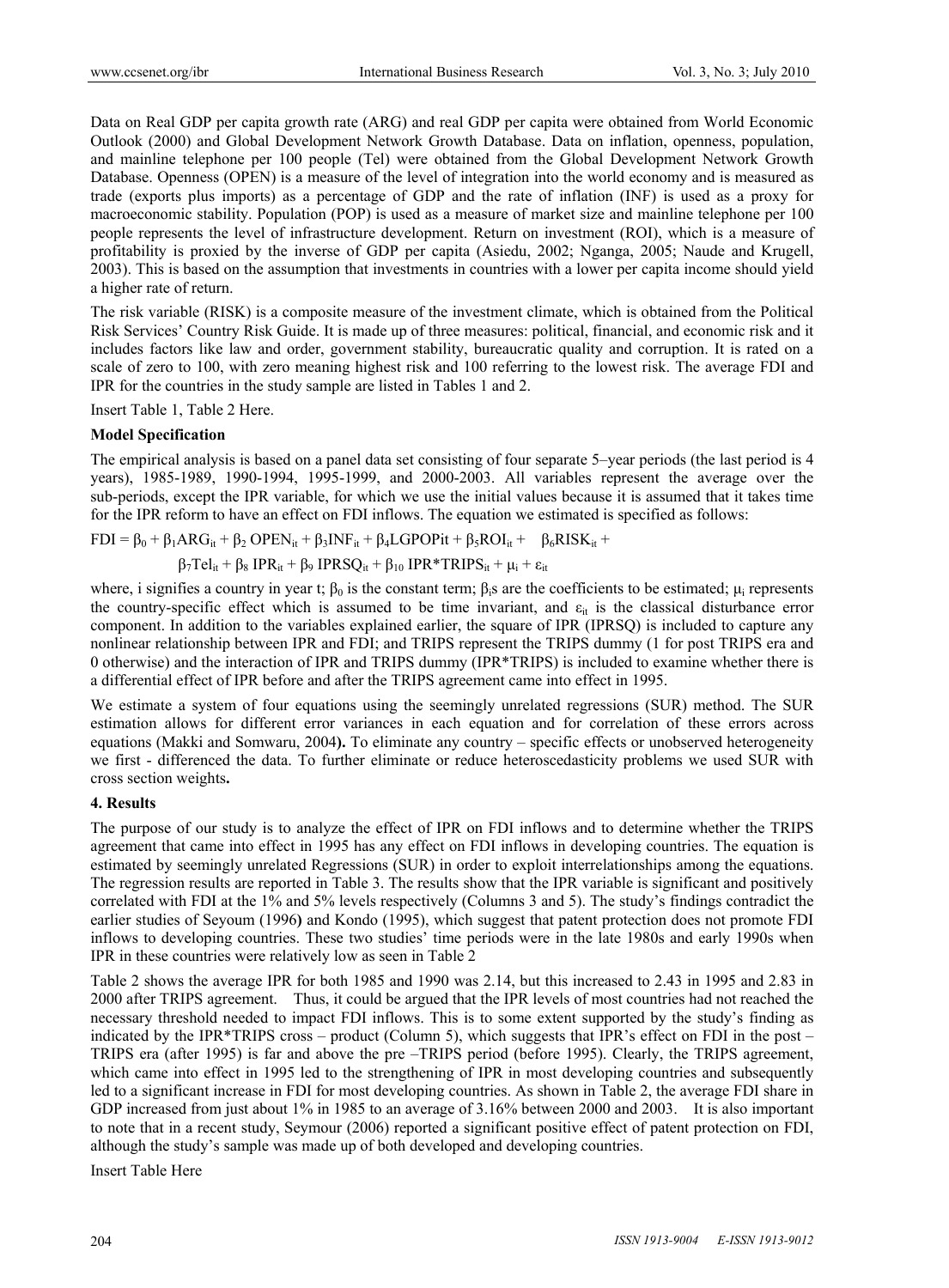Data on Real GDP per capita growth rate (ARG) and real GDP per capita were obtained from World Economic Outlook (2000) and Global Development Network Growth Database. Data on inflation, openness, population, and mainline telephone per 100 people (Tel) were obtained from the Global Development Network Growth Database. Openness (OPEN) is a measure of the level of integration into the world economy and is measured as trade (exports plus imports) as a percentage of GDP and the rate of inflation (INF) is used as a proxy for macroeconomic stability. Population (POP) is used as a measure of market size and mainline telephone per 100 people represents the level of infrastructure development. Return on investment (ROI), which is a measure of profitability is proxied by the inverse of GDP per capita (Asiedu, 2002; Nganga, 2005; Naude and Krugell, 2003). This is based on the assumption that investments in countries with a lower per capita income should yield a higher rate of return.

The risk variable (RISK) is a composite measure of the investment climate, which is obtained from the Political Risk Services' Country Risk Guide. It is made up of three measures: political, financial, and economic risk and it includes factors like law and order, government stability, bureaucratic quality and corruption. It is rated on a scale of zero to 100, with zero meaning highest risk and 100 referring to the lowest risk. The average FDI and IPR for the countries in the study sample are listed in Tables 1 and 2.

Insert Table 1, Table 2 Here.

**Model Specification**

The empirical analysis is based on a panel data set consisting of four separate 5–year periods (the last period is 4 years), 1985-1989, 1990-1994, 1995-1999, and 2000-2003. All variables represent the average over the sub-periods, except the IPR variable, for which we use the initial values because it is assumed that it takes time for the IPR reform to have an effect on FDI inflows. The equation we estimated is specified as follows:

$$FDI = \beta_0 + \beta_1 ARG_{it} + \beta_2\, OPEN_{it} + \beta_3 INF_{it} + \beta_4 LGPOPit + \beta_5 ROI_{it} + \beta_6 RISK_{it} +$$

$$\beta_7 Tel_{it} + \beta_8\, IPR_{it} + \beta_9\, IPRSQ_{it} + \beta_{10}\, IPR{*}TRIPS_{it} + \mu_i + \varepsilon_{it}$$

where, i signifies a country in year t; $\beta_0$ is the constant term; $\beta_i$s are the coefficients to be estimated; $\mu_i$ represents the country-specific effect which is assumed to be time invariant, and $\varepsilon_{it}$ is the classical disturbance error component. In addition to the variables explained earlier, the square of IPR (IPRSQ) is included to capture any nonlinear relationship between IPR and FDI; and TRIPS represent the TRIPS dummy (1 for post TRIPS era and 0 otherwise) and the interaction of IPR and TRIPS dummy (IPR*TRIPS) is included to examine whether there is a differential effect of IPR before and after the TRIPS agreement came into effect in 1995.

We estimate a system of four equations using the seemingly unrelated regressions (SUR) method. The SUR estimation allows for different error variances in each equation and for correlation of these errors across equations (Makki and Somwaru, 2004**).** To eliminate any country – specific effects or unobserved heterogeneity we first - differenced the data. To further eliminate or reduce heteroscedasticity problems we used SUR with cross section weights**.**

## 4. Results

The purpose of our study is to analyze the effect of IPR on FDI inflows and to determine whether the TRIPS agreement that came into effect in 1995 has any effect on FDI inflows in developing countries. The equation is estimated by seemingly unrelated Regressions (SUR) in order to exploit interrelationships among the equations. The regression results are reported in Table 3. The results show that the IPR variable is significant and positively correlated with FDI at the 1% and 5% levels respectively (Columns 3 and 5). The study's findings contradict the earlier studies of Seyoum (1996**)** and Kondo (1995), which suggest that patent protection does not promote FDI inflows to developing countries. These two studies' time periods were in the late 1980s and early 1990s when IPR in these countries were relatively low as seen in Table 2

Table 2 shows the average IPR for both 1985 and 1990 was 2.14, but this increased to 2.43 in 1995 and 2.83 in 2000 after TRIPS agreement. Thus, it could be argued that the IPR levels of most countries had not reached the necessary threshold needed to impact FDI inflows. This is to some extent supported by the study's finding as indicated by the IPR*TRIPS cross – product (Column 5), which suggests that IPR's effect on FDI in the post – TRIPS era (after 1995) is far and above the pre –TRIPS period (before 1995). Clearly, the TRIPS agreement, which came into effect in 1995 led to the strengthening of IPR in most developing countries and subsequently led to a significant increase in FDI for most developing countries. As shown in Table 2, the average FDI share in GDP increased from just about 1% in 1985 to an average of 3.16% between 2000 and 2003. It is also important to note that in a recent study, Seymour (2006) reported a significant positive effect of patent protection on FDI, although the study's sample was made up of both developed and developing countries.

Insert Table Here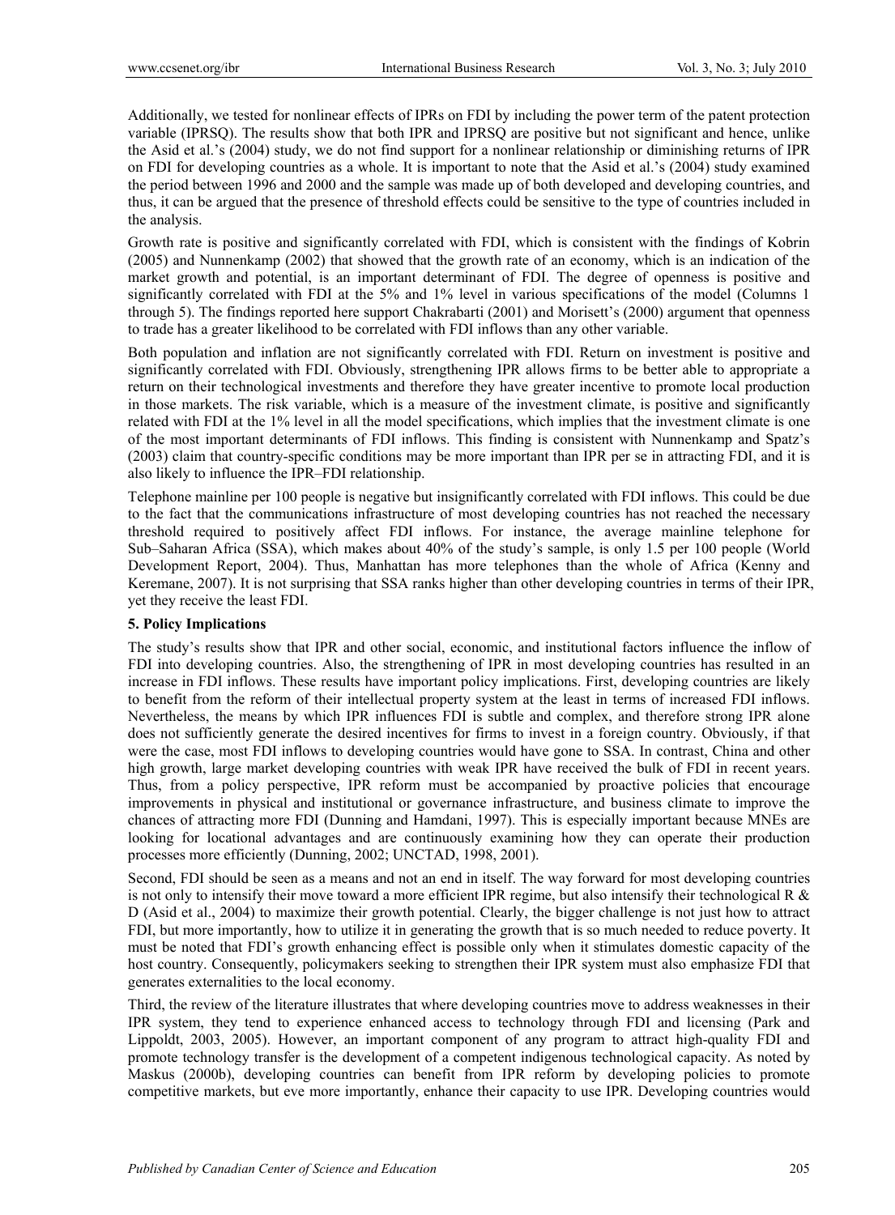Additionally, we tested for nonlinear effects of IPRs on FDI by including the power term of the patent protection variable (IPRSQ). The results show that both IPR and IPRSQ are positive but not significant and hence, unlike the Asid et al.'s (2004) study, we do not find support for a nonlinear relationship or diminishing returns of IPR on FDI for developing countries as a whole. It is important to note that the Asid et al.'s (2004) study examined the period between 1996 and 2000 and the sample was made up of both developed and developing countries, and thus, it can be argued that the presence of threshold effects could be sensitive to the type of countries included in the analysis.

Growth rate is positive and significantly correlated with FDI, which is consistent with the findings of Kobrin (2005) and Nunnenkamp (2002) that showed that the growth rate of an economy, which is an indication of the market growth and potential, is an important determinant of FDI. The degree of openness is positive and significantly correlated with FDI at the 5% and 1% level in various specifications of the model (Columns 1 through 5). The findings reported here support Chakrabarti (2001) and Morisett's (2000) argument that openness to trade has a greater likelihood to be correlated with FDI inflows than any other variable.

Both population and inflation are not significantly correlated with FDI. Return on investment is positive and significantly correlated with FDI. Obviously, strengthening IPR allows firms to be better able to appropriate a return on their technological investments and therefore they have greater incentive to promote local production in those markets. The risk variable, which is a measure of the investment climate, is positive and significantly related with FDI at the 1% level in all the model specifications, which implies that the investment climate is one of the most important determinants of FDI inflows. This finding is consistent with Nunnenkamp and Spatz's (2003) claim that country-specific conditions may be more important than IPR per se in attracting FDI, and it is also likely to influence the IPR–FDI relationship.

Telephone mainline per 100 people is negative but insignificantly correlated with FDI inflows. This could be due to the fact that the communications infrastructure of most developing countries has not reached the necessary threshold required to positively affect FDI inflows. For instance, the average mainline telephone for Sub–Saharan Africa (SSA), which makes about 40% of the study's sample, is only 1.5 per 100 people (World Development Report, 2004). Thus, Manhattan has more telephones than the whole of Africa (Kenny and Keremane, 2007). It is not surprising that SSA ranks higher than other developing countries in terms of their IPR, yet they receive the least FDI.

## 5. Policy Implications

The study's results show that IPR and other social, economic, and institutional factors influence the inflow of FDI into developing countries. Also, the strengthening of IPR in most developing countries has resulted in an increase in FDI inflows. These results have important policy implications. First, developing countries are likely to benefit from the reform of their intellectual property system at the least in terms of increased FDI inflows. Nevertheless, the means by which IPR influences FDI is subtle and complex, and therefore strong IPR alone does not sufficiently generate the desired incentives for firms to invest in a foreign country. Obviously, if that were the case, most FDI inflows to developing countries would have gone to SSA. In contrast, China and other high growth, large market developing countries with weak IPR have received the bulk of FDI in recent years. Thus, from a policy perspective, IPR reform must be accompanied by proactive policies that encourage improvements in physical and institutional or governance infrastructure, and business climate to improve the chances of attracting more FDI (Dunning and Hamdani, 1997). This is especially important because MNEs are looking for locational advantages and are continuously examining how they can operate their production processes more efficiently (Dunning, 2002; UNCTAD, 1998, 2001).

Second, FDI should be seen as a means and not an end in itself. The way forward for most developing countries is not only to intensify their move toward a more efficient IPR regime, but also intensify their technological R & D (Asid et al., 2004) to maximize their growth potential. Clearly, the bigger challenge is not just how to attract FDI, but more importantly, how to utilize it in generating the growth that is so much needed to reduce poverty. It must be noted that FDI's growth enhancing effect is possible only when it stimulates domestic capacity of the host country. Consequently, policymakers seeking to strengthen their IPR system must also emphasize FDI that generates externalities to the local economy.

Third, the review of the literature illustrates that where developing countries move to address weaknesses in their IPR system, they tend to experience enhanced access to technology through FDI and licensing (Park and Lippoldt, 2003, 2005). However, an important component of any program to attract high-quality FDI and promote technology transfer is the development of a competent indigenous technological capacity. As noted by Maskus (2000b), developing countries can benefit from IPR reform by developing policies to promote competitive markets, but eve more importantly, enhance their capacity to use IPR. Developing countries would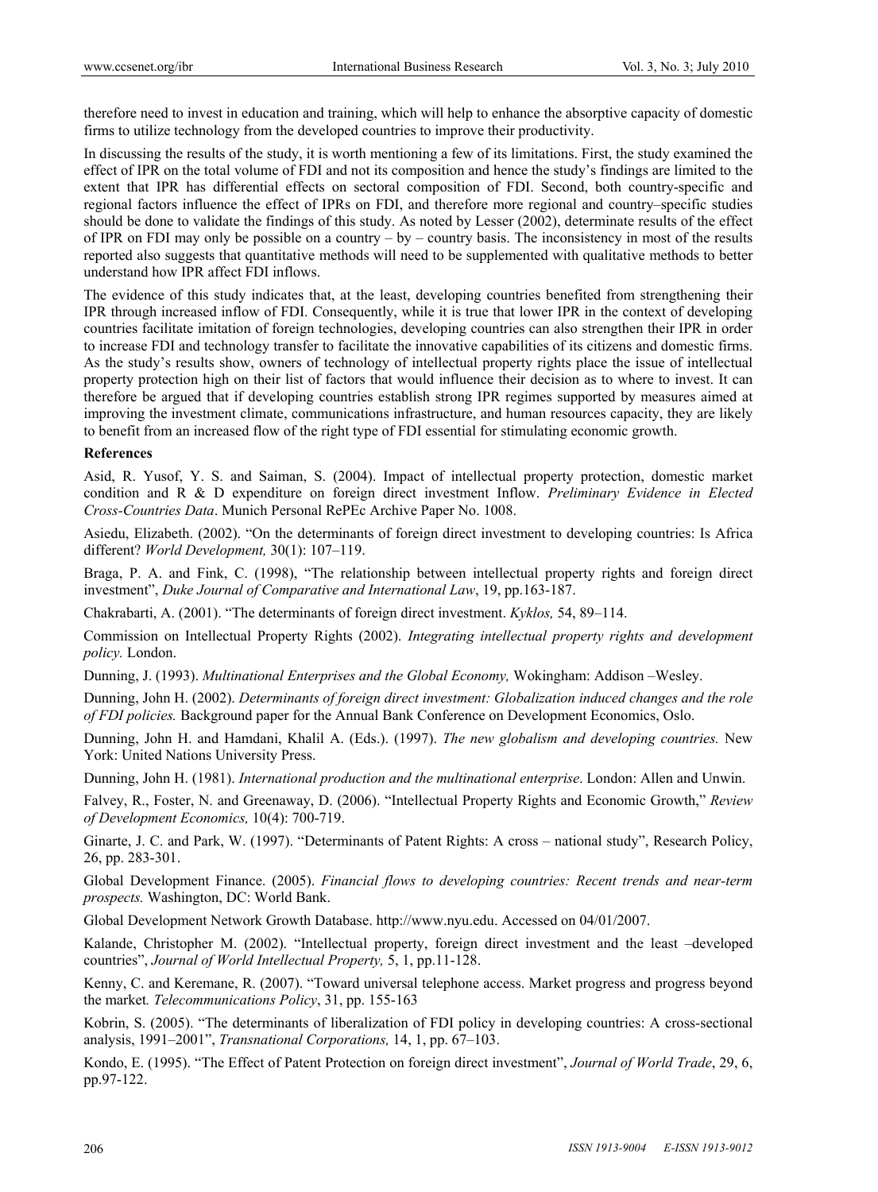therefore need to invest in education and training, which will help to enhance the absorptive capacity of domestic firms to utilize technology from the developed countries to improve their productivity.

In discussing the results of the study, it is worth mentioning a few of its limitations. First, the study examined the effect of IPR on the total volume of FDI and not its composition and hence the study's findings are limited to the extent that IPR has differential effects on sectoral composition of FDI. Second, both country-specific and regional factors influence the effect of IPRs on FDI, and therefore more regional and country–specific studies should be done to validate the findings of this study. As noted by Lesser (2002), determinate results of the effect of IPR on FDI may only be possible on a country – by – country basis. The inconsistency in most of the results reported also suggests that quantitative methods will need to be supplemented with qualitative methods to better understand how IPR affect FDI inflows.

The evidence of this study indicates that, at the least, developing countries benefited from strengthening their IPR through increased inflow of FDI. Consequently, while it is true that lower IPR in the context of developing countries facilitate imitation of foreign technologies, developing countries can also strengthen their IPR in order to increase FDI and technology transfer to facilitate the innovative capabilities of its citizens and domestic firms. As the study's results show, owners of technology of intellectual property rights place the issue of intellectual property protection high on their list of factors that would influence their decision as to where to invest. It can therefore be argued that if developing countries establish strong IPR regimes supported by measures aimed at improving the investment climate, communications infrastructure, and human resources capacity, they are likely to benefit from an increased flow of the right type of FDI essential for stimulating economic growth.

**References**

Asid, R. Yusof, Y. S. and Saiman, S. (2004). Impact of intellectual property protection, domestic market condition and R & D expenditure on foreign direct investment Inflow. *Preliminary Evidence in Elected Cross-Countries Data*. Munich Personal RePEc Archive Paper No. 1008.

Asiedu, Elizabeth. (2002). "On the determinants of foreign direct investment to developing countries: Is Africa different? *World Development,* 30(1): 107–119.

Braga, P. A. and Fink, C. (1998), "The relationship between intellectual property rights and foreign direct investment", *Duke Journal of Comparative and International Law*, 19, pp.163-187.

Chakrabarti, A. (2001). "The determinants of foreign direct investment. *Kyklos,* 54, 89–114.

Commission on Intellectual Property Rights (2002). *Integrating intellectual property rights and development policy.* London.

Dunning, J. (1993). *Multinational Enterprises and the Global Economy,* Wokingham: Addison –Wesley.

Dunning, John H. (2002). *Determinants of foreign direct investment: Globalization induced changes and the role of FDI policies.* Background paper for the Annual Bank Conference on Development Economics, Oslo.

Dunning, John H. and Hamdani, Khalil A. (Eds.). (1997). *The new globalism and developing countries.* New York: United Nations University Press.

Dunning, John H. (1981). *International production and the multinational enterprise*. London: Allen and Unwin.

Falvey, R., Foster, N. and Greenaway, D. (2006). "Intellectual Property Rights and Economic Growth," *Review of Development Economics,* 10(4): 700-719.

Ginarte, J. C. and Park, W. (1997). "Determinants of Patent Rights: A cross – national study", Research Policy, 26, pp. 283-301.

Global Development Finance. (2005). *Financial flows to developing countries: Recent trends and near-term prospects.* Washington, DC: World Bank.

Global Development Network Growth Database. http://www.nyu.edu. Accessed on 04/01/2007.

Kalande, Christopher M. (2002). "Intellectual property, foreign direct investment and the least –developed countries", *Journal of World Intellectual Property,* 5, 1, pp.11-128.

Kenny, C. and Keremane, R. (2007). "Toward universal telephone access. Market progress and progress beyond the market*. Telecommunications Policy*, 31, pp. 155-163

Kobrin, S. (2005). "The determinants of liberalization of FDI policy in developing countries: A cross-sectional analysis, 1991–2001", *Transnational Corporations,* 14, 1, pp. 67–103.

Kondo, E. (1995). "The Effect of Patent Protection on foreign direct investment", *Journal of World Trade*, 29, 6, pp.97-122.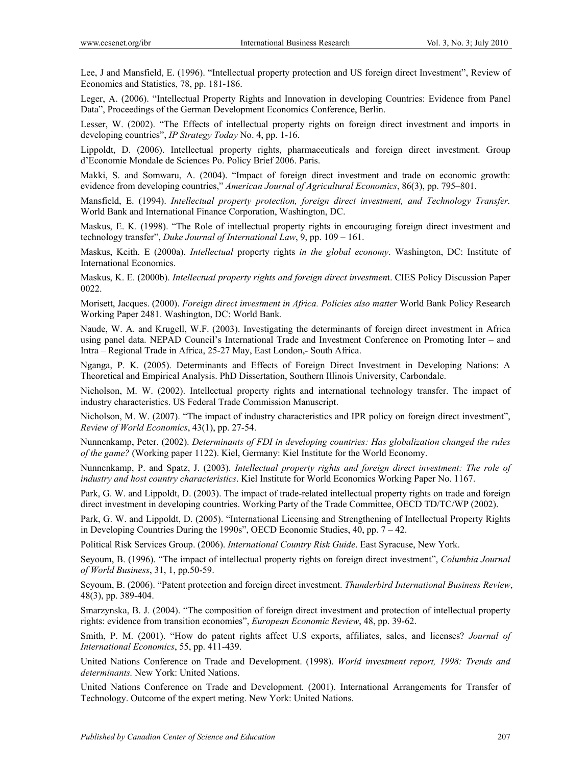Lee, J and Mansfield, E. (1996). "Intellectual property protection and US foreign direct Investment", Review of Economics and Statistics, 78, pp. 181-186.

Leger, A. (2006). "Intellectual Property Rights and Innovation in developing Countries: Evidence from Panel Data", Proceedings of the German Development Economics Conference, Berlin.

Lesser, W. (2002). "The Effects of intellectual property rights on foreign direct investment and imports in developing countries", *IP Strategy Today* No. 4, pp. 1-16.

Lippoldt, D. (2006). Intellectual property rights, pharmaceuticals and foreign direct investment. Group d'Economie Mondale de Sciences Po. Policy Brief 2006. Paris.

Makki, S. and Somwaru, A. (2004). "Impact of foreign direct investment and trade on economic growth: evidence from developing countries," *American Journal of Agricultural Economics*, 86(3), pp. 795–801.

Mansfield, E. (1994). *Intellectual property protection, foreign direct investment, and Technology Transfer.* World Bank and International Finance Corporation, Washington, DC.

Maskus, E. K. (1998). "The Role of intellectual property rights in encouraging foreign direct investment and technology transfer", *Duke Journal of International Law*, 9, pp. 109 – 161.

Maskus, Keith. E (2000a). *Intellectual* property rights *in the global economy*. Washington, DC: Institute of International Economics.

Maskus, K. E. (2000b). *Intellectual property rights and foreign direct investmen*t. CIES Policy Discussion Paper 0022.

Morisett, Jacques. (2000). *Foreign direct investment in Africa. Policies also matter* World Bank Policy Research Working Paper 2481. Washington, DC: World Bank.

Naude, W. A. and Krugell, W.F. (2003). Investigating the determinants of foreign direct investment in Africa using panel data. NEPAD Council's International Trade and Investment Conference on Promoting Inter – and Intra – Regional Trade in Africa, 25-27 May, East London,- South Africa.

Nganga, P. K. (2005). Determinants and Effects of Foreign Direct Investment in Developing Nations: A Theoretical and Empirical Analysis. PhD Dissertation, Southern Illinois University, Carbondale.

Nicholson, M. W. (2002). Intellectual property rights and international technology transfer. The impact of industry characteristics. US Federal Trade Commission Manuscript.

Nicholson, M. W. (2007). "The impact of industry characteristics and IPR policy on foreign direct investment", *Review of World Economics*, 43(1), pp. 27-54.

Nunnenkamp, Peter. (2002). *Determinants of FDI in developing countries: Has globalization changed the rules of the game?* (Working paper 1122). Kiel, Germany: Kiel Institute for the World Economy.

Nunnenkamp, P. and Spatz, J. (2003). *Intellectual property rights and foreign direct investment: The role of industry and host country characteristics*. Kiel Institute for World Economics Working Paper No. 1167.

Park, G. W. and Lippoldt, D. (2003). The impact of trade-related intellectual property rights on trade and foreign direct investment in developing countries. Working Party of the Trade Committee, OECD TD/TC/WP (2002).

Park, G. W. and Lippoldt, D. (2005). "International Licensing and Strengthening of Intellectual Property Rights in Developing Countries During the 1990s", OECD Economic Studies, 40, pp. 7 – 42.

Political Risk Services Group. (2006). *International Country Risk Guide*. East Syracuse, New York.

Seyoum, B. (1996). "The impact of intellectual property rights on foreign direct investment", *Columbia Journal of World Business*, 31, 1, pp.50-59.

Seyoum, B. (2006). "Patent protection and foreign direct investment. *Thunderbird International Business Review*, 48(3), pp. 389-404.

Smarzynska, B. J. (2004). "The composition of foreign direct investment and protection of intellectual property rights: evidence from transition economies", *European Economic Review*, 48, pp. 39-62.

Smith, P. M. (2001). "How do patent rights affect U.S exports, affiliates, sales, and licenses? *Journal of International Economics*, 55, pp. 411-439.

United Nations Conference on Trade and Development. (1998). *World investment report, 1998: Trends and determinants.* New York: United Nations.

United Nations Conference on Trade and Development. (2001). International Arrangements for Transfer of Technology. Outcome of the expert meting. New York: United Nations.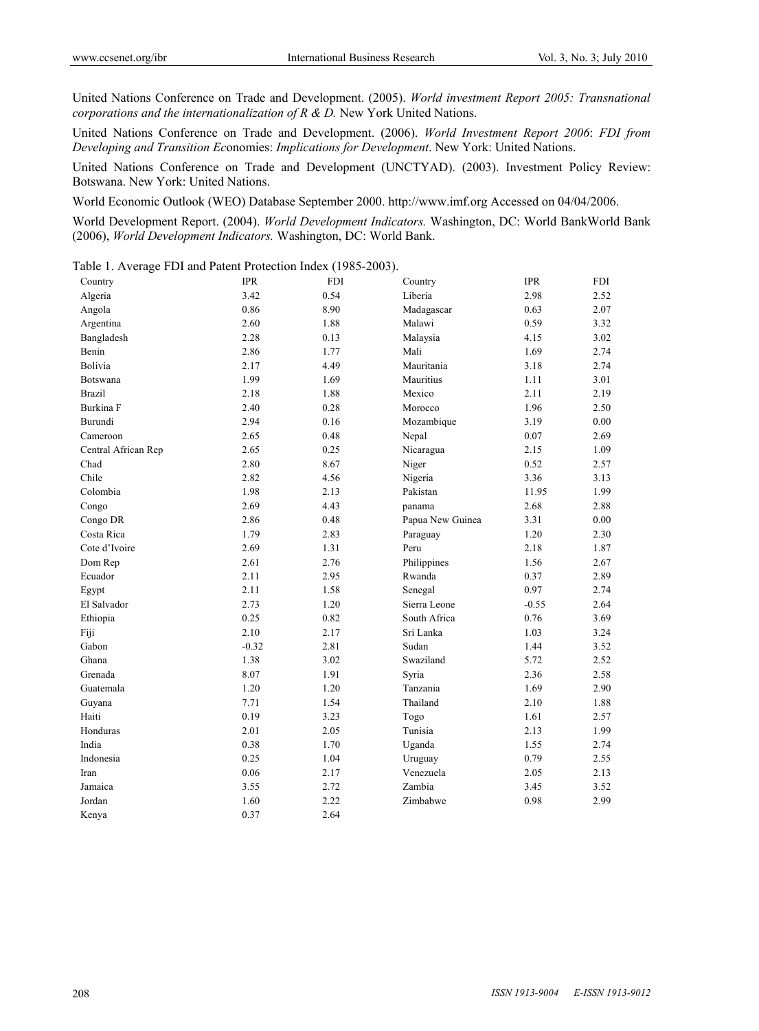United Nations Conference on Trade and Development. (2005). *World investment Report 2005: Transnational corporations and the internationalization of R & D.* New York United Nations.

United Nations Conference on Trade and Development. (2006). *World Investment Report 2006*: *FDI from Developing and Transition E*conomies: *Implications for Development*. New York: United Nations.

United Nations Conference on Trade and Development (UNCTYAD). (2003). Investment Policy Review: Botswana. New York: United Nations.

World Economic Outlook (WEO) Database September 2000. http://www.imf.org Accessed on 04/04/2006.

World Development Report. (2004). *World Development Indicators.* Washington, DC: World BankWorld Bank (2006), *World Development Indicators.* Washington, DC: World Bank.

Table 1. Average FDI and Patent Protection Index (1985-2003).

| Country | IPR | FDI | Country | IPR | FDI |
|---|---|---|---|---|---|
| Algeria | 3.42 | 0.54 | Liberia | 2.98 | 2.52 |
| Angola | 0.86 | 8.90 | Madagascar | 0.63 | 2.07 |
| Argentina | 2.60 | 1.88 | Malawi | 0.59 | 3.32 |
| Bangladesh | 2.28 | 0.13 | Malaysia | 4.15 | 3.02 |
| Benin | 2.86 | 1.77 | Mali | 1.69 | 2.74 |
| Bolivia | 2.17 | 4.49 | Mauritania | 3.18 | 2.74 |
| Botswana | 1.99 | 1.69 | Mauritius | 1.11 | 3.01 |
| Brazil | 2.18 | 1.88 | Mexico | 2.11 | 2.19 |
| Burkina F | 2.40 | 0.28 | Morocco | 1.96 | 2.50 |
| Burundi | 2.94 | 0.16 | Mozambique | 3.19 | 0.00 |
| Cameroon | 2.65 | 0.48 | Nepal | 0.07 | 2.69 |
| Central African Rep | 2.65 | 0.25 | Nicaragua | 2.15 | 1.09 |
| Chad | 2.80 | 8.67 | Niger | 0.52 | 2.57 |
| Chile | 2.82 | 4.56 | Nigeria | 3.36 | 3.13 |
| Colombia | 1.98 | 2.13 | Pakistan | 11.95 | 1.99 |
| Congo | 2.69 | 4.43 | panama | 2.68 | 2.88 |
| Congo DR | 2.86 | 0.48 | Papua New Guinea | 3.31 | 0.00 |
| Costa Rica | 1.79 | 2.83 | Paraguay | 1.20 | 2.30 |
| Cote d'Ivoire | 2.69 | 1.31 | Peru | 2.18 | 1.87 |
| Dom Rep | 2.61 | 2.76 | Philippines | 1.56 | 2.67 |
| Ecuador | 2.11 | 2.95 | Rwanda | 0.37 | 2.89 |
| Egypt | 2.11 | 1.58 | Senegal | 0.97 | 2.74 |
| El Salvador | 2.73 | 1.20 | Sierra Leone | -0.55 | 2.64 |
| Ethiopia | 0.25 | 0.82 | South Africa | 0.76 | 3.69 |
| Fiji | 2.10 | 2.17 | Sri Lanka | 1.03 | 3.24 |
| Gabon | -0.32 | 2.81 | Sudan | 1.44 | 3.52 |
| Ghana | 1.38 | 3.02 | Swaziland | 5.72 | 2.52 |
| Grenada | 8.07 | 1.91 | Syria | 2.36 | 2.58 |
| Guatemala | 1.20 | 1.20 | Tanzania | 1.69 | 2.90 |
| Guyana | 7.71 | 1.54 | Thailand | 2.10 | 1.88 |
| Haiti | 0.19 | 3.23 | Togo | 1.61 | 2.57 |
| Honduras | 2.01 | 2.05 | Tunisia | 2.13 | 1.99 |
| India | 0.38 | 1.70 | Uganda | 1.55 | 2.74 |
| Indonesia | 0.25 | 1.04 | Uruguay | 0.79 | 2.55 |
| Iran | 0.06 | 2.17 | Venezuela | 2.05 | 2.13 |
| Jamaica | 3.55 | 2.72 | Zambia | 3.45 | 3.52 |
| Jordan | 1.60 | 2.22 | Zimbabwe | 0.98 | 2.99 |
| Kenya | 0.37 | 2.64 | | | |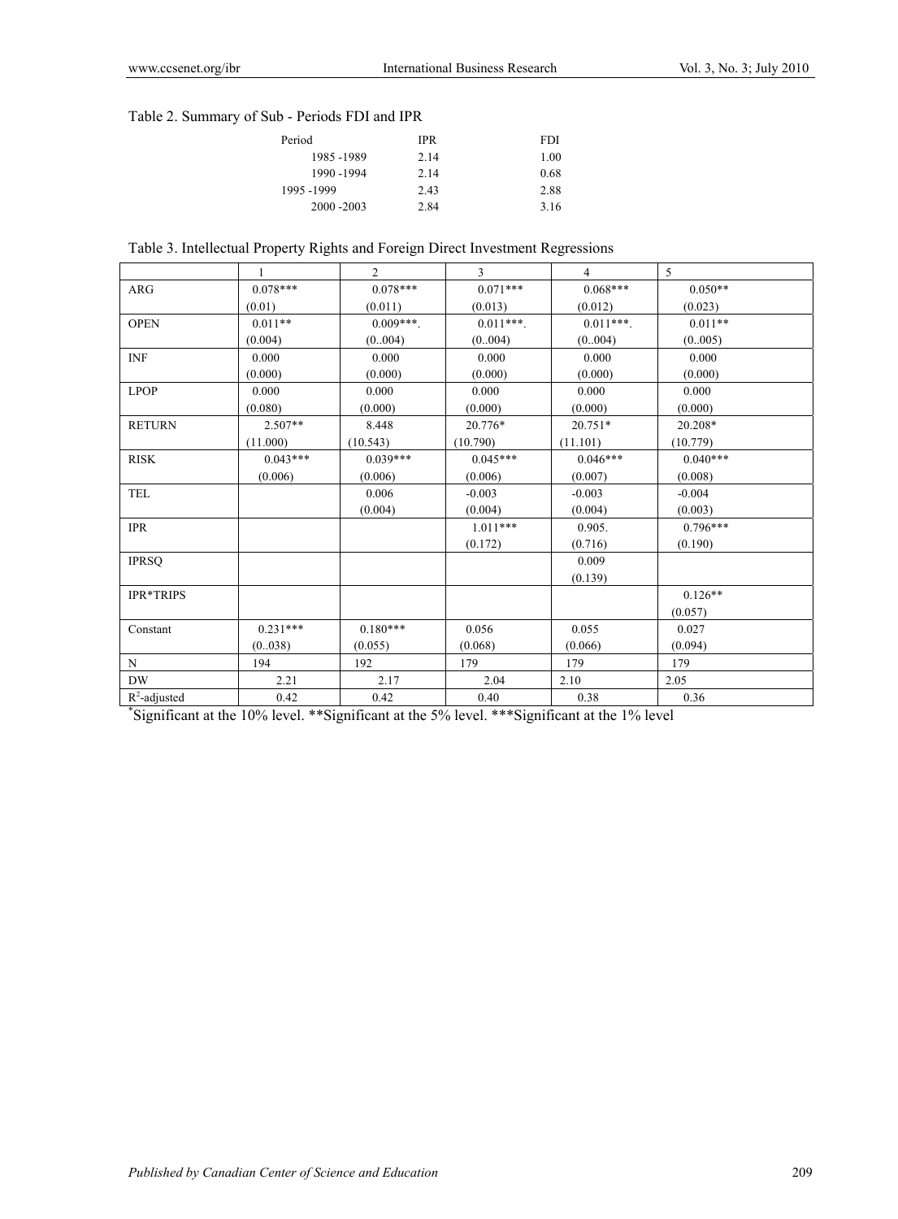Table 2. Summary of Sub - Periods FDI and IPR

| Period | IPR | FDI |
|---|---|---|
| 1985 -1989 | 2.14 | 1.00 |
| 1990 -1994 | 2.14 | 0.68 |
| 1995 -1999 | 2.43 | 2.88 |
| 2000 -2003 | 2.84 | 3.16 |

Table 3. Intellectual Property Rights and Foreign Direct Investment Regressions

| | 1 | 2 | 3 | 4 | 5 |
|---|---|---|---|---|---|
| ARG | 0.078***<br>(0.01) | 0.078***<br>(0.011) | 0.071***<br>(0.013) | 0.068***<br>(0.012) | 0.050**<br>(0.023) |
| OPEN | 0.011**<br>(0.004) | 0.009***.<br>(0..004) | 0.011***.<br>(0..004) | 0.011***.<br>(0..004) | 0.011**<br>(0..005) |
| INF | 0.000<br>(0.000) | 0.000<br>(0.000) | 0.000<br>(0.000) | 0.000<br>(0.000) | 0.000<br>(0.000) |
| LPOP | 0.000<br>(0.080) | 0.000<br>(0.000) | 0.000<br>(0.000) | 0.000<br>(0.000) | 0.000<br>(0.000) |
| RETURN | 2.507**<br>(11.000) | 8.448<br>(10.543) | 20.776*<br>(10.790) | 20.751*<br>(11.101) | 20.208*<br>(10.779) |
| RISK | 0.043***<br>(0.006) | 0.039***<br>(0.006) | 0.045***<br>(0.006) | 0.046***<br>(0.007) | 0.040***<br>(0.008) |
| TEL | | 0.006<br>(0.004) | -0.003<br>(0.004) | -0.003<br>(0.004) | -0.004<br>(0.003) |
| IPR | | | 1.011***<br>(0.172) | 0.905.<br>(0.716) | 0.796***<br>(0.190) |
| IPRSQ | | | | 0.009<br>(0.139) | |
| IPR*TRIPS | | | | | 0.126**<br>(0.057) |
| Constant | 0.231***<br>(0..038) | 0.180***<br>(0.055) | 0.056<br>(0.068) | 0.055<br>(0.066) | 0.027<br>(0.094) |
| N | 194 | 192 | 179 | 179 | 179 |
| DW | 2.21 | 2.17 | 2.04 | 2.10 | 2.05 |
| $R^2$-adjusted | 0.42 | 0.42 | 0.40 | 0.38 | 0.36 |

*Significant at the 10% level. **Significant at the 5% level. ***Significant at the 1% level